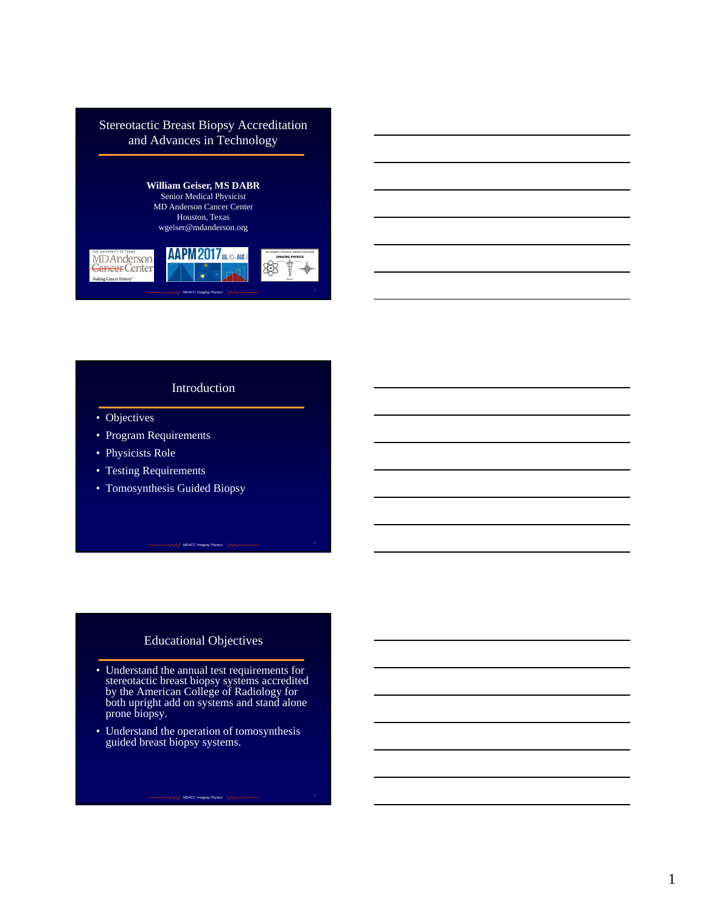# Stereotactic Breast Biopsy Accreditation and Advances in Technology

**William Geiser, MS DABR**
Senior Medical Physicist
MD Anderson Cancer Center
Houston, Texas
wgeiser@mdanderson.org

## Introduction

- Objectives
- Program Requirements
- Physicists Role
- Testing Requirements
- Tomosynthesis Guided Biopsy

## Educational Objectives

- Understand the annual test requirements for stereotactic breast biopsy systems accredited by the American College of Radiology for both upright add on systems and stand alone prone biopsy.
- Understand the operation of tomosynthesis guided breast biopsy systems.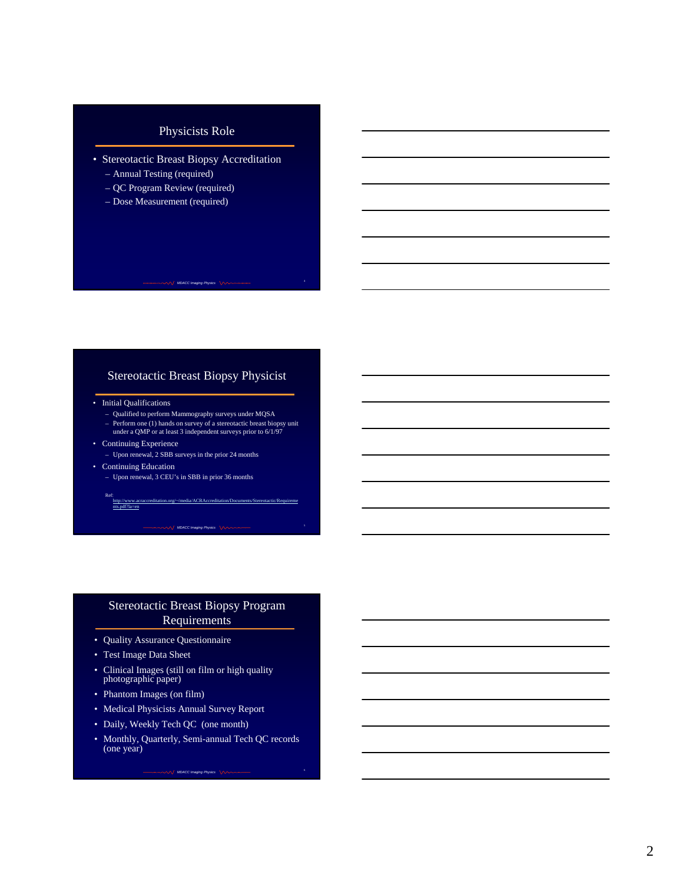## Physicists Role

- Stereotactic Breast Biopsy Accreditation
  - Annual Testing (required)
  - QC Program Review (required)
  - Dose Measurement (required)

## Stereotactic Breast Biopsy Physicist

- Initial Qualifications
  - Qualified to perform Mammography surveys under MQSA
  - Perform one (1) hands on survey of a stereotactic breast biopsy unit under a QMP or at least 3 independent surveys prior to 6/1/97
- Continuing Experience
  - Upon renewal, 2 SBB surveys in the prior 24 months
- Continuing Education
  - Upon renewal, 3 CEU's in SBB in prior 36 months

Ref:
http://www.acraccreditation.org/~/media/ACRAccreditation/Documents/Stereotactic/Requirements.pdf?la=en

## Stereotactic Breast Biopsy Program Requirements

- Quality Assurance Questionnaire
- Test Image Data Sheet
- Clinical Images (still on film or high quality photographic paper)
- Phantom Images (on film)
- Medical Physicists Annual Survey Report
- Daily, Weekly Tech QC (one month)
- Monthly, Quarterly, Semi-annual Tech QC records (one year)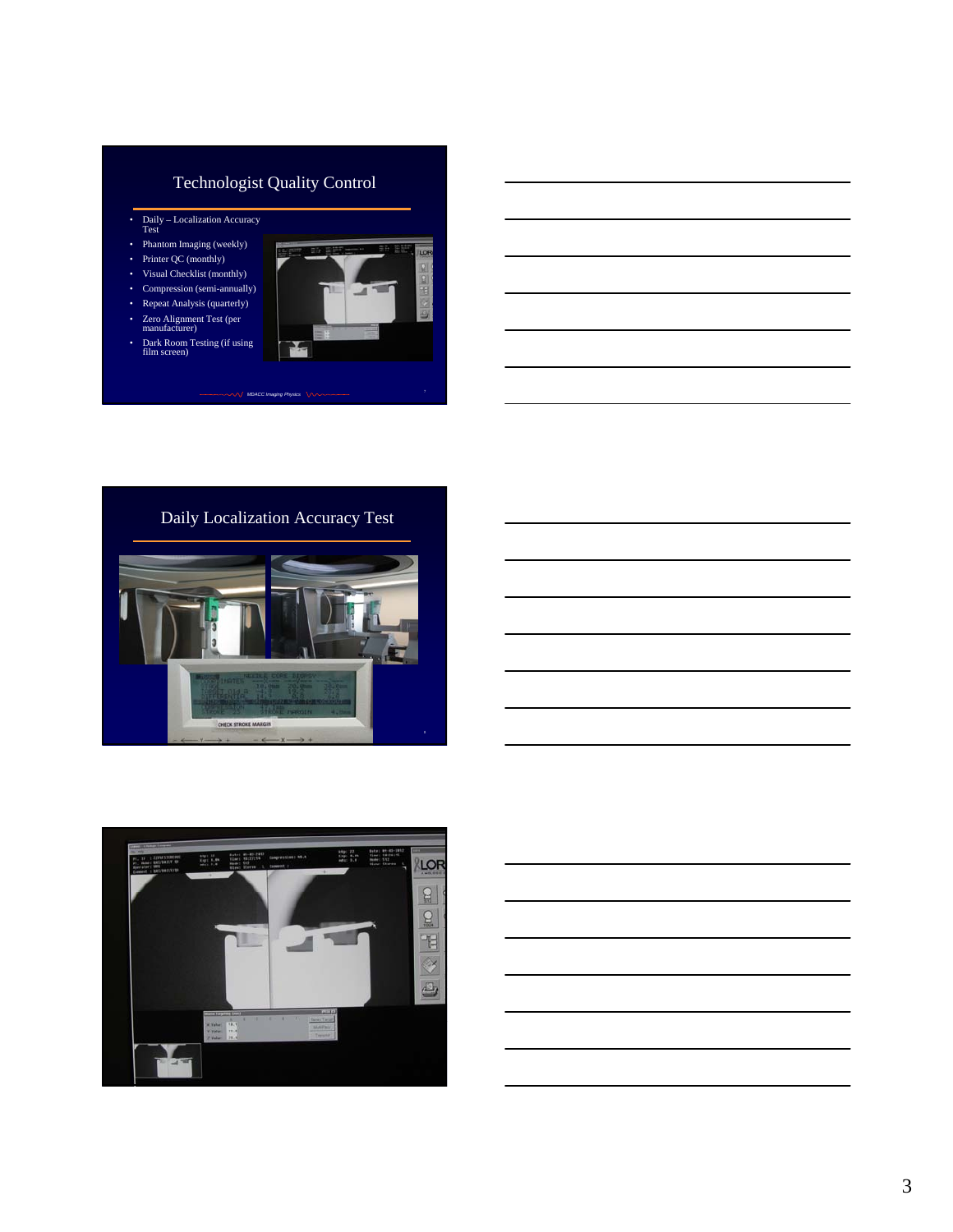## Technologist Quality Control

- Daily – Localization Accuracy Test
- Phantom Imaging (weekly)
- Printer QC (monthly)
- Visual Checklist (monthly)
- Compression (semi-annually)
- Repeat Analysis (quarterly)
- Zero Alignment Test (per manufacturer)
- Dark Room Testing (if using film screen)

*MDACC Imaging Physics*

## Daily Localization Accuracy Test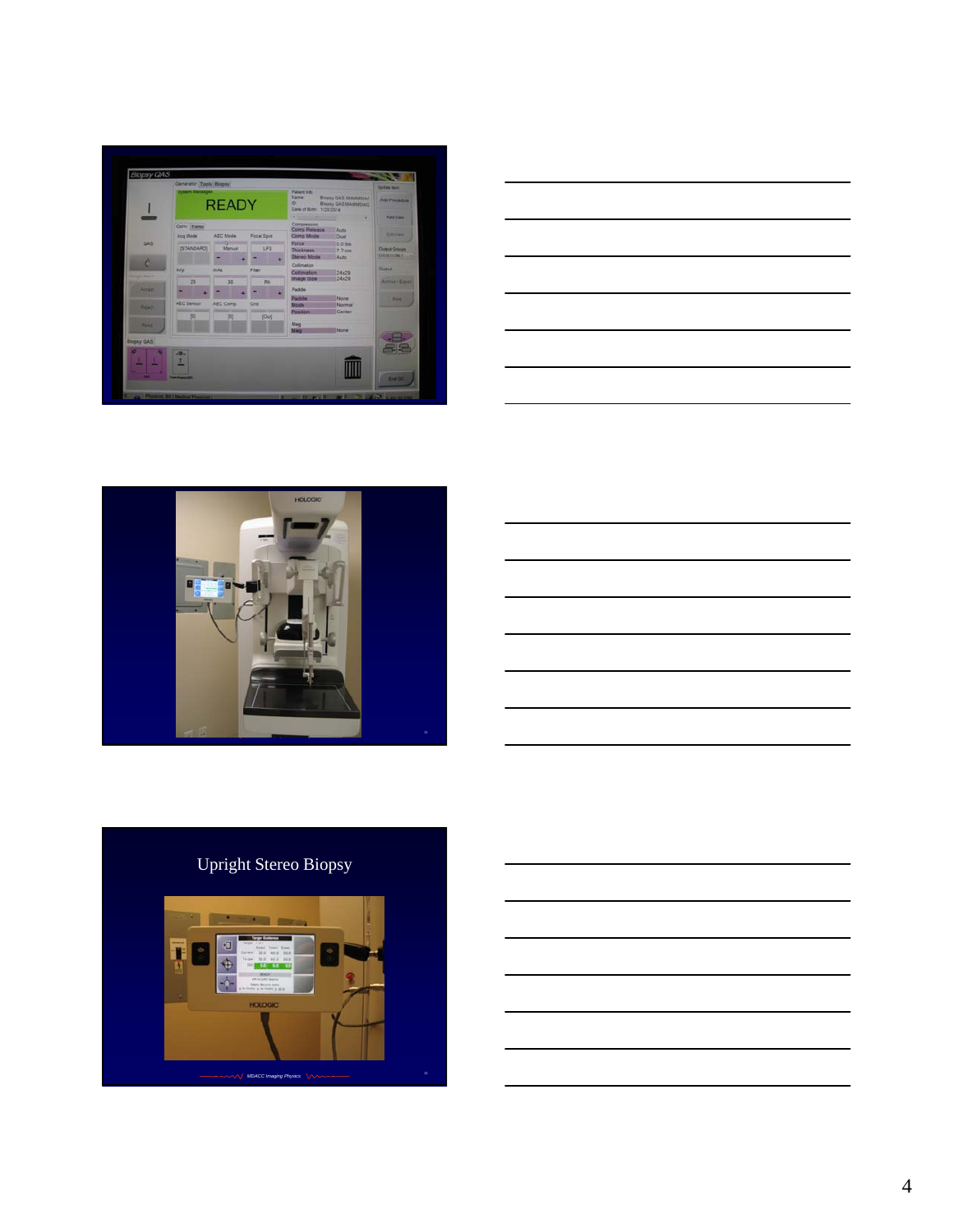Upright Stereo Biopsy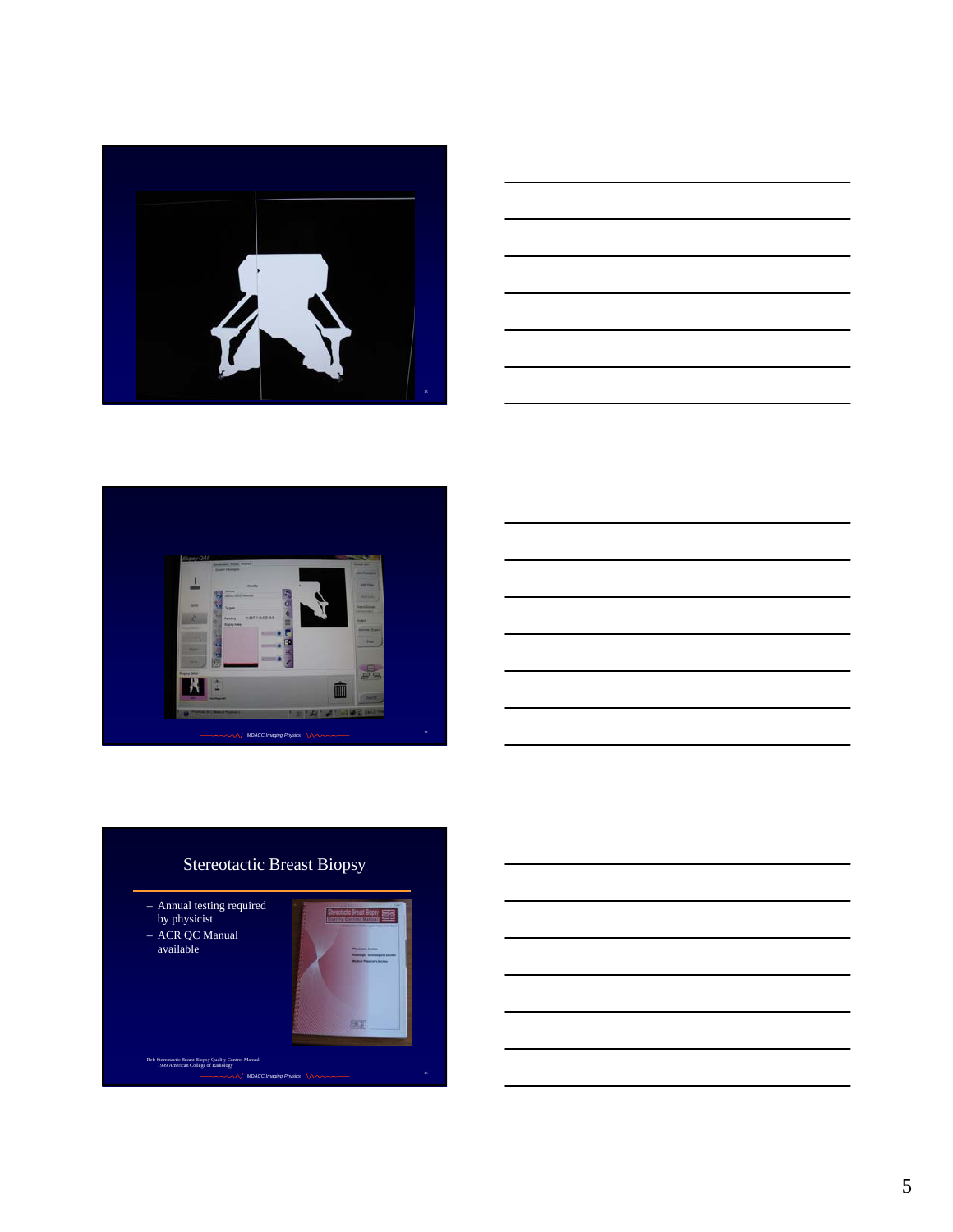## Stereotactic Breast Biopsy

- Annual testing required by physicist
- ACR QC Manual available

Ref: Stereotactic Breast Biopsy Quality Control Manual 1999 American College of Radiology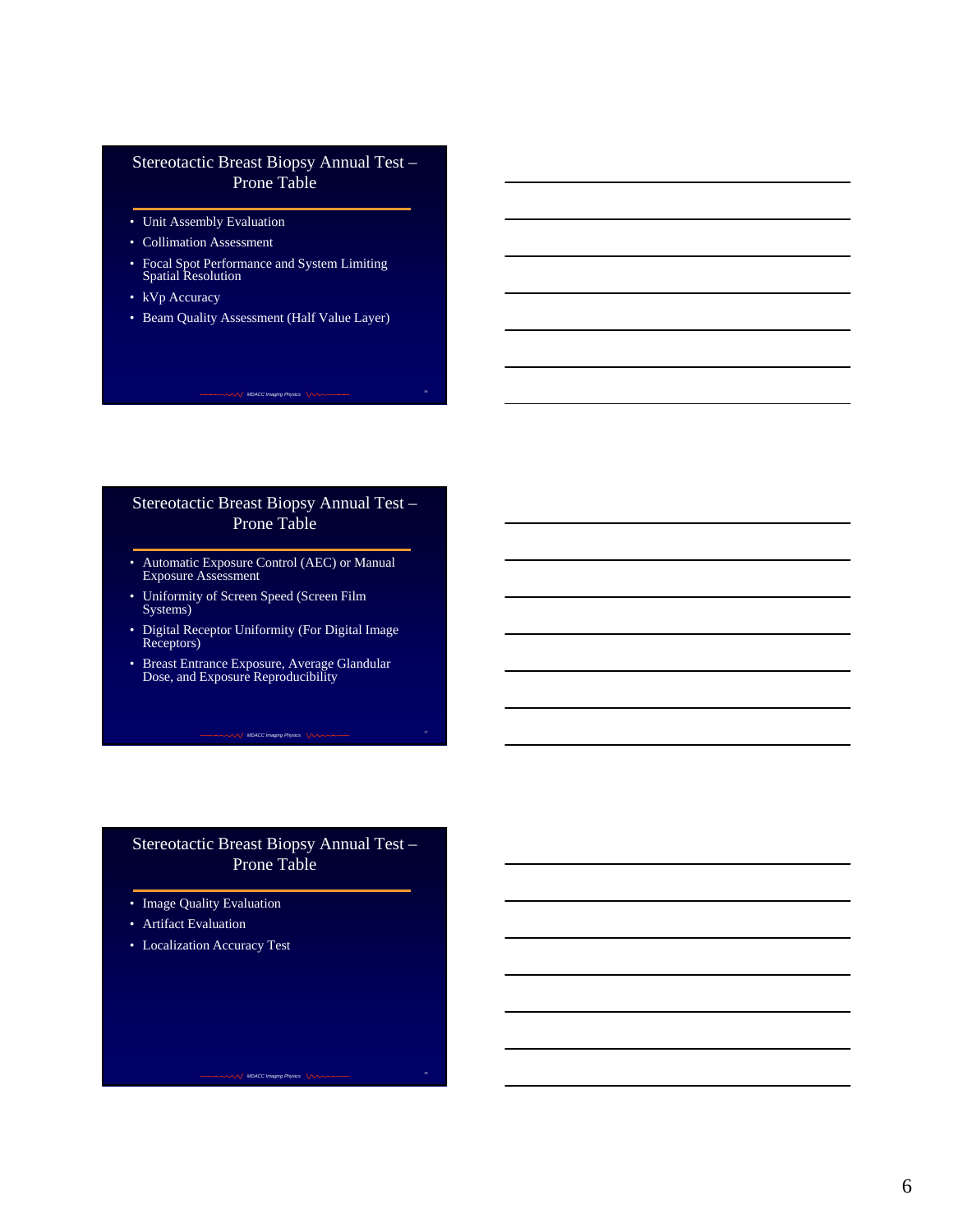## Stereotactic Breast Biopsy Annual Test – Prone Table

- Unit Assembly Evaluation
- Collimation Assessment
- Focal Spot Performance and System Limiting Spatial Resolution
- kVp Accuracy
- Beam Quality Assessment (Half Value Layer)

## Stereotactic Breast Biopsy Annual Test – Prone Table

- Automatic Exposure Control (AEC) or Manual Exposure Assessment
- Uniformity of Screen Speed (Screen Film Systems)
- Digital Receptor Uniformity (For Digital Image Receptors)
- Breast Entrance Exposure, Average Glandular Dose, and Exposure Reproducibility

## Stereotactic Breast Biopsy Annual Test – Prone Table

- Image Quality Evaluation
- Artifact Evaluation
- Localization Accuracy Test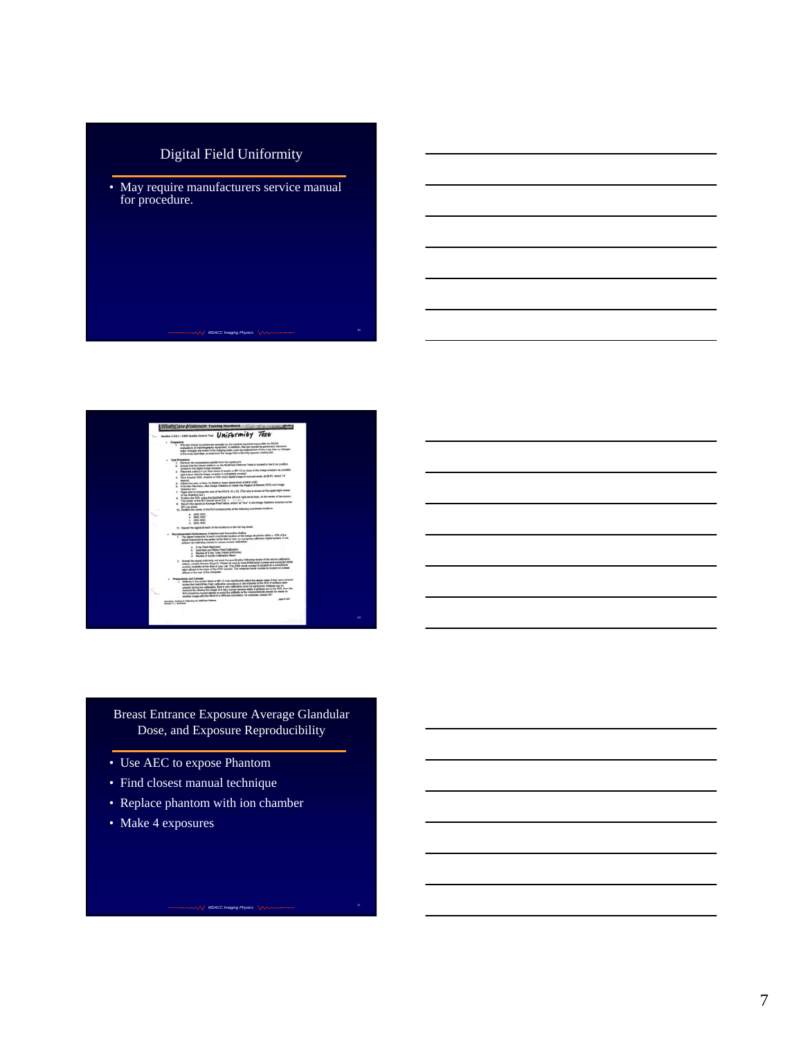## Digital Field Uniformity

- May require manufacturers service manual for procedure.

## Breast Entrance Exposure Average Glandular Dose, and Exposure Reproducibility

- Use AEC to expose Phantom
- Find closest manual technique
- Replace phantom with ion chamber
- Make 4 exposures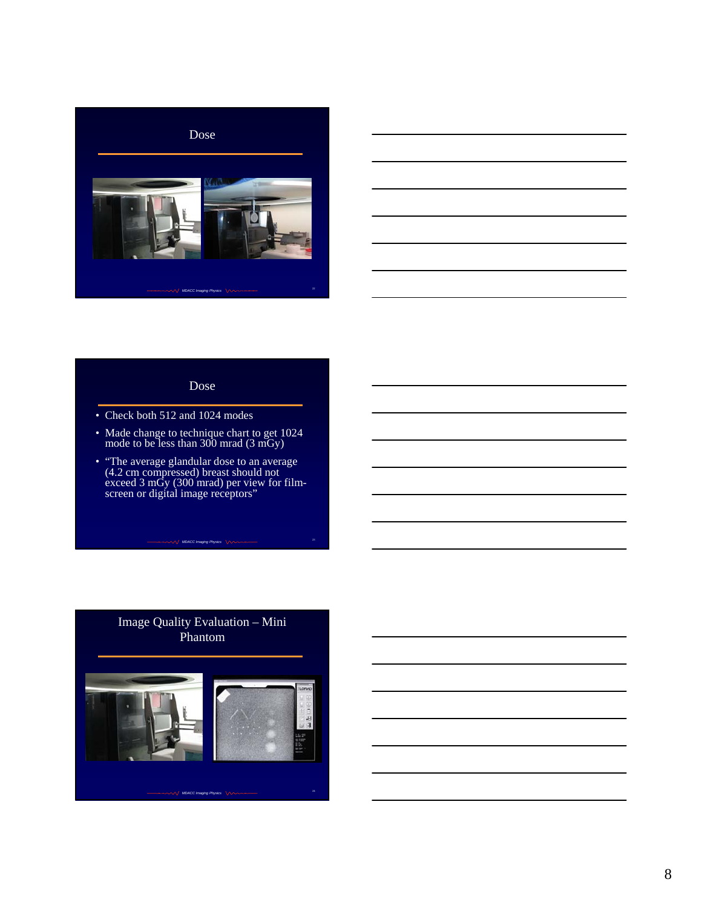## Dose

## Dose

- Check both 512 and 1024 modes
- Made change to technique chart to get 1024 mode to be less than 300 mrad (3 mGy)
- "The average glandular dose to an average (4.2 cm compressed) breast should not exceed 3 mGy (300 mrad) per view for film-screen or digital image receptors"

## Image Quality Evaluation – Mini Phantom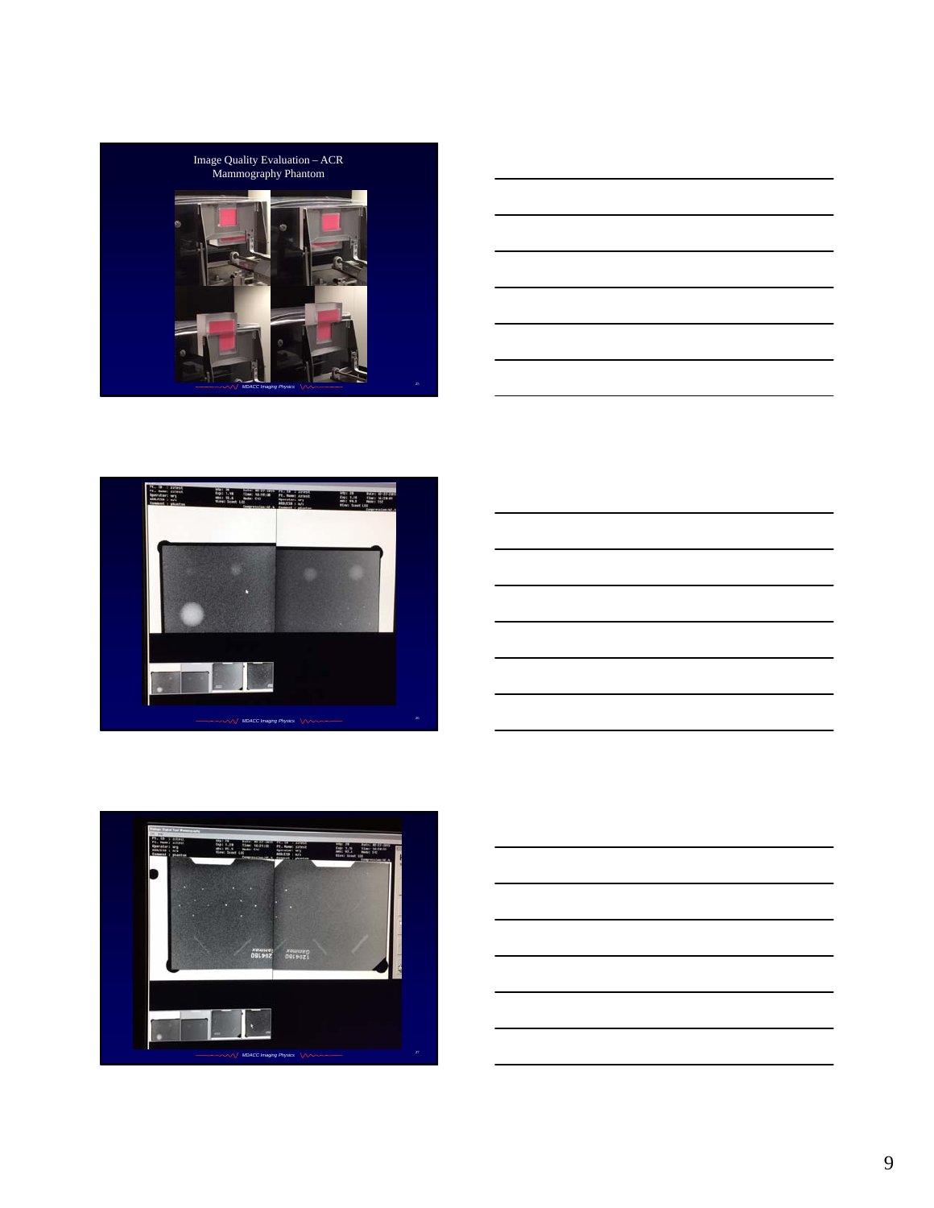Image Quality Evaluation – ACR Mammography Phantom

MDACC Imaging Physics

MDACC Imaging Physics

MDACC Imaging Physics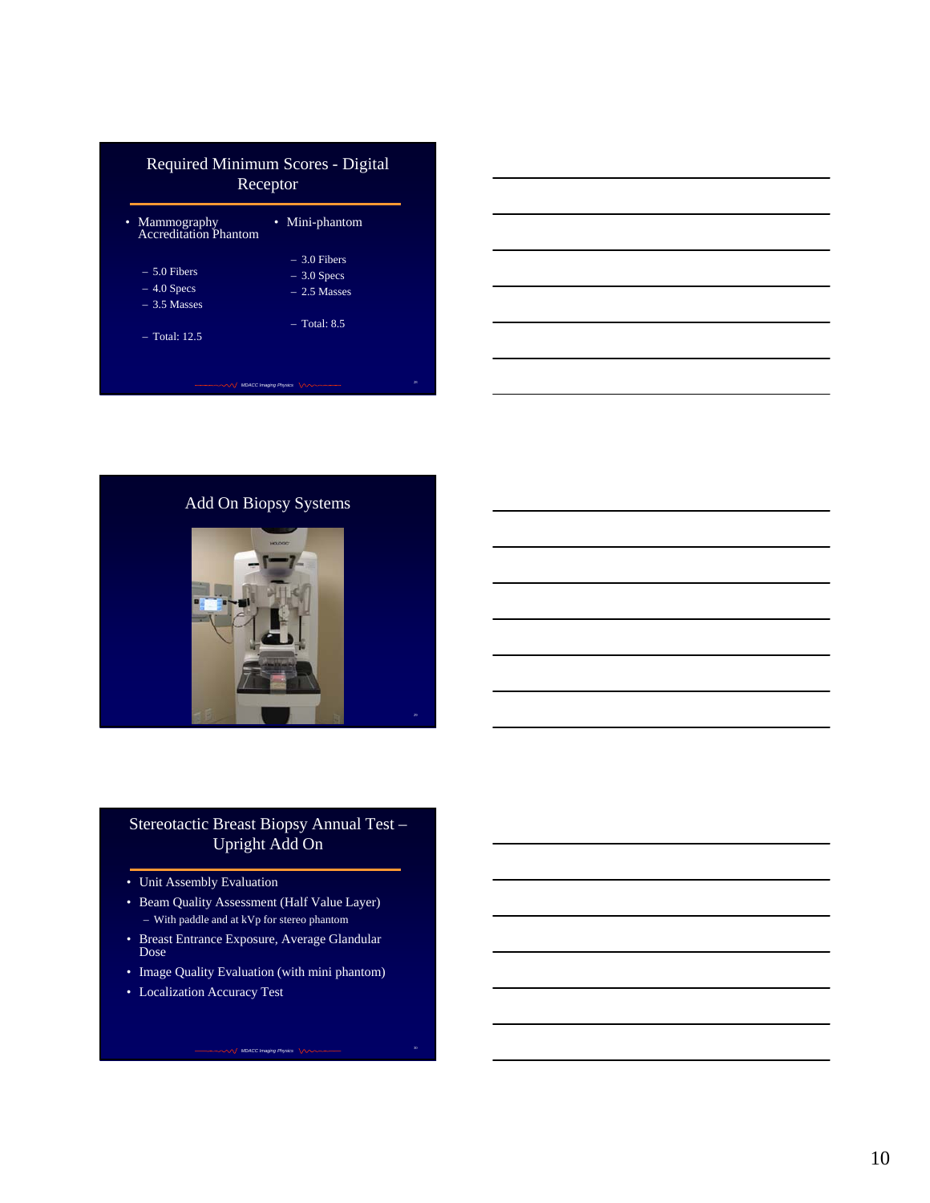## Required Minimum Scores - Digital Receptor

- Mammography Accreditation Phantom
  - 5.0 Fibers
  - 4.0 Specs
  - 3.5 Masses
  - Total: 12.5
- Mini-phantom
  - 3.0 Fibers
  - 3.0 Specs
  - 2.5 Masses
  - Total: 8.5

## Add On Biopsy Systems

## Stereotactic Breast Biopsy Annual Test – Upright Add On

- Unit Assembly Evaluation
- Beam Quality Assessment (Half Value Layer)
  - With paddle and at kVp for stereo phantom
- Breast Entrance Exposure, Average Glandular Dose
- Image Quality Evaluation (with mini phantom)
- Localization Accuracy Test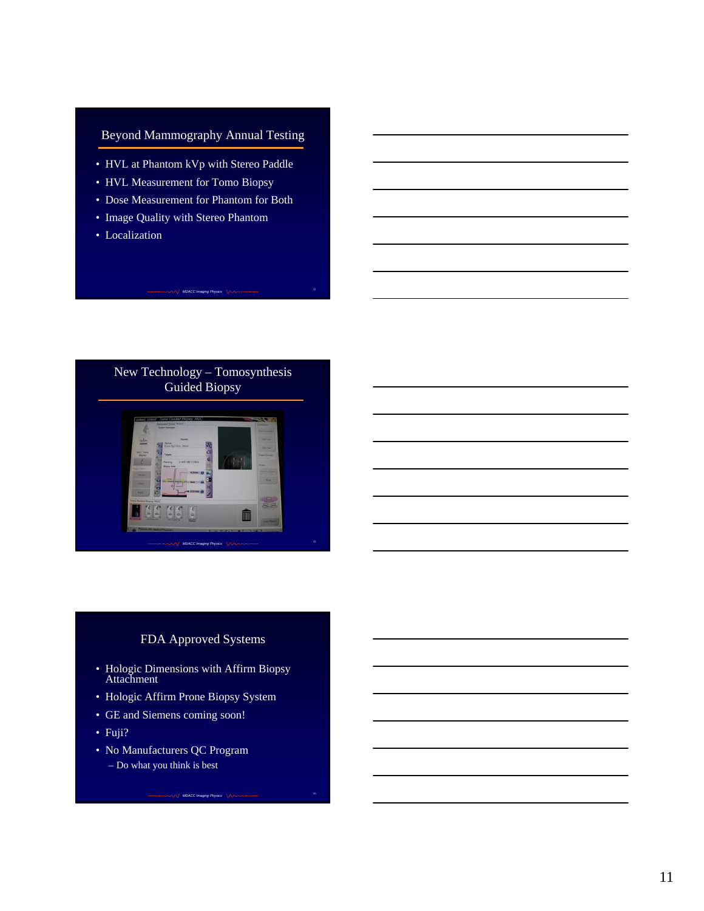## Beyond Mammography Annual Testing

- HVL at Phantom kVp with Stereo Paddle
- HVL Measurement for Tomo Biopsy
- Dose Measurement for Phantom for Both
- Image Quality with Stereo Phantom
- Localization

## New Technology – Tomosynthesis Guided Biopsy

## FDA Approved Systems

- Hologic Dimensions with Affirm Biopsy Attachment
- Hologic Affirm Prone Biopsy System
- GE and Siemens coming soon!
- Fuji?
- No Manufacturers QC Program
  - Do what you think is best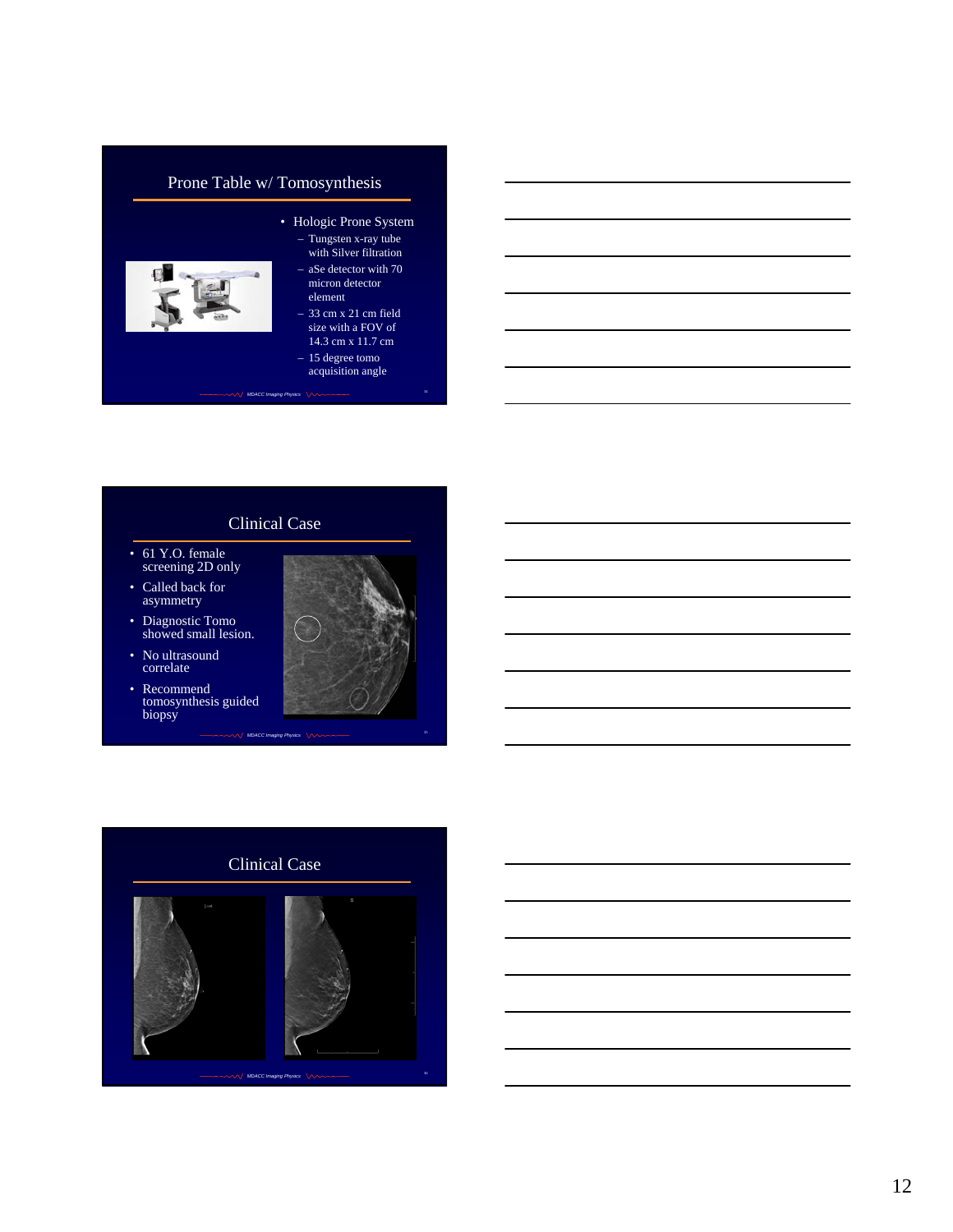## Prone Table w/ Tomosynthesis

- Hologic Prone System
  - Tungsten x-ray tube with Silver filtration
  - aSe detector with 70 micron detector element
  - 33 cm x 21 cm field size with a FOV of 14.3 cm x 11.7 cm
  - 15 degree tomo acquisition angle

## Clinical Case

- 61 Y.O. female screening 2D only
- Called back for asymmetry
- Diagnostic Tomo showed small lesion.
- No ultrasound correlate
- Recommend tomosynthesis guided biopsy

## Clinical Case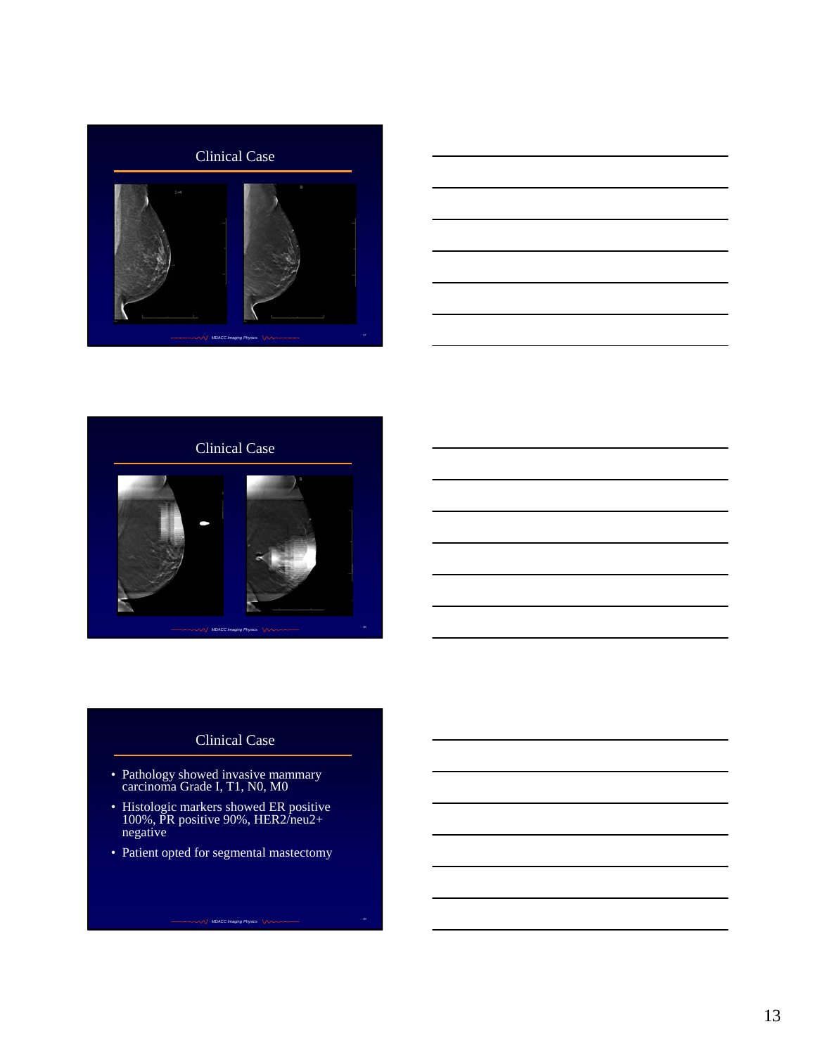## Clinical Case

## Clinical Case

## Clinical Case

- Pathology showed invasive mammary carcinoma Grade I, T1, N0, M0
- Histologic markers showed ER positive 100%, PR positive 90%, HER2/neu2+ negative
- Patient opted for segmental mastectomy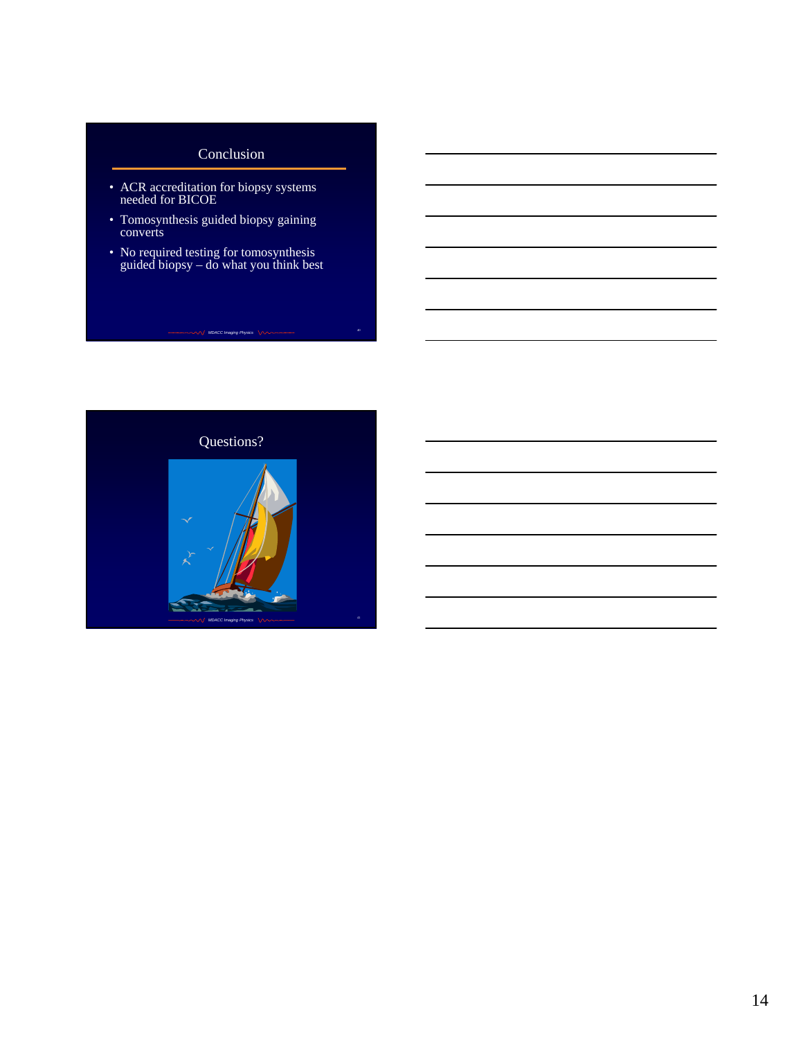## Conclusion

- ACR accreditation for biopsy systems needed for BICOE
- Tomosynthesis guided biopsy gaining converts
- No required testing for tomosynthesis guided biopsy – do what you think best

## Questions?